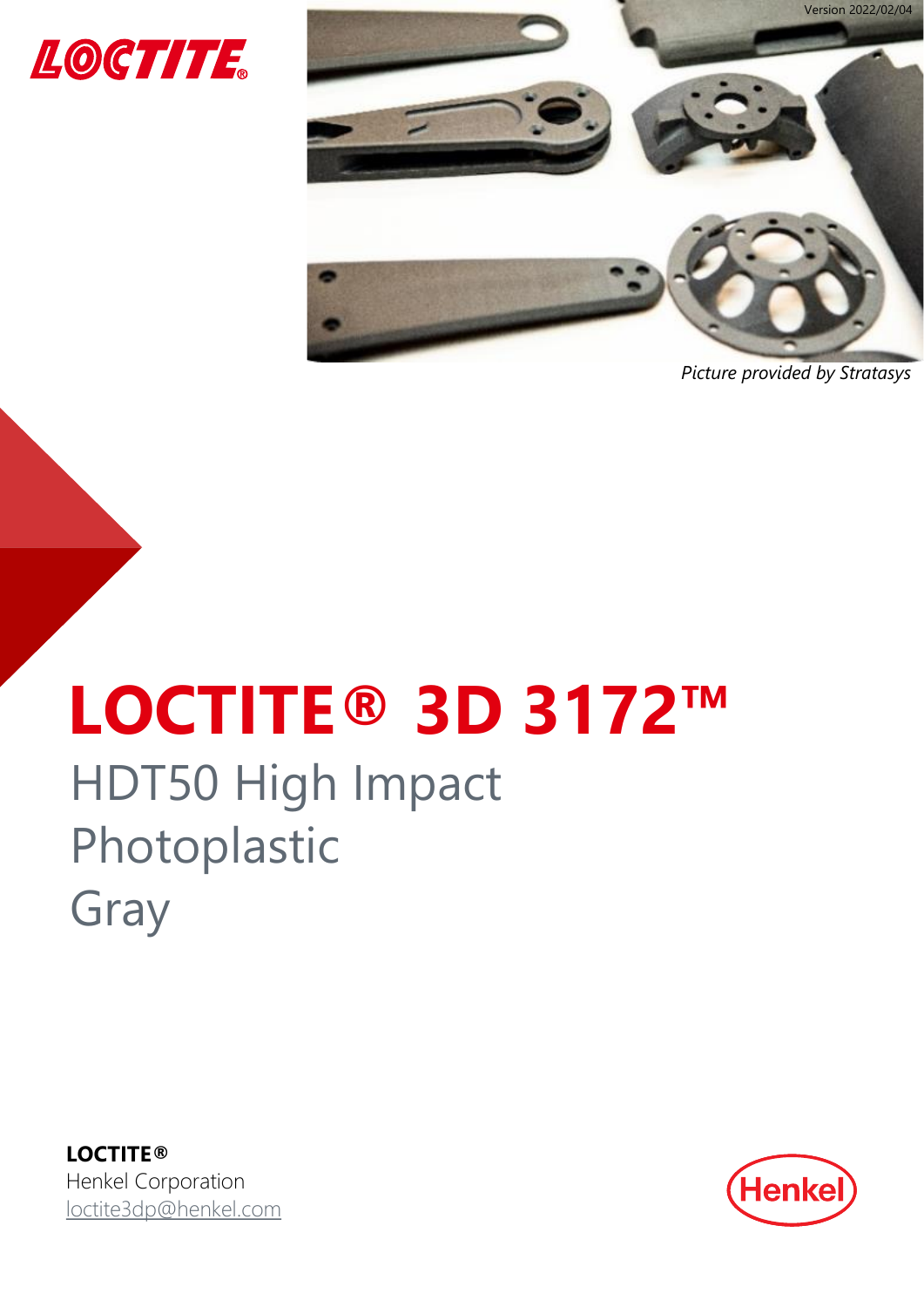Version 2022/02/04

*Picture provided by Stratasys*

# LOCTITE® 3D 3172™

## HDT50 High Impact Photoplastic Gray

**LOCTITE®**
Henkel Corporation
loctite3dp@henkel.com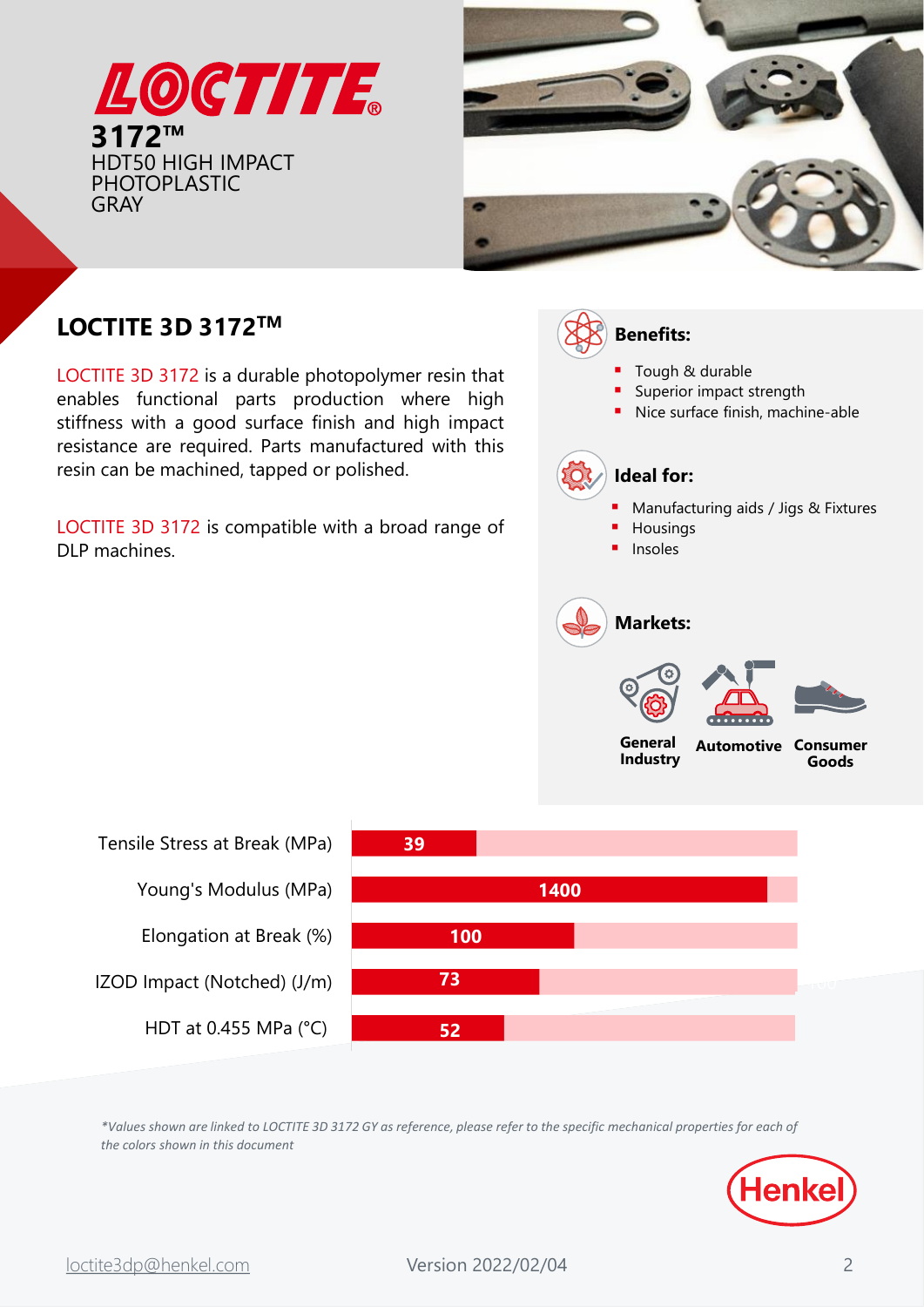# LOCTITE

**3172™**

HDT50 HIGH IMPACT PHOTOPLASTIC GRAY

## LOCTITE 3D 3172™

LOCTITE 3D 3172 is a durable photopolymer resin that enables functional parts production where high stiffness with a good surface finish and high impact resistance are required. Parts manufactured with this resin can be machined, tapped or polished.

LOCTITE 3D 3172 is compatible with a broad range of DLP machines.

### Benefits:

- Tough & durable
- Superior impact strength
- Nice surface finish, machine-able

### Ideal for:

- Manufacturing aids / Jigs & Fixtures
- Housings
- Insoles

### Markets:

- General Industry
- Automotive
- Consumer Goods

| Property | Value |
|---|---|
| Tensile Stress at Break (MPa) | 39 |
| Young's Modulus (MPa) | 1400 |
| Elongation at Break (%) | 100 |
| IZOD Impact (Notched) (J/m) | 73 |
| HDT at 0.455 MPa (°C) | 52 |

*\*Values shown are linked to LOCTITE 3D 3172 GY as reference, please refer to the specific mechanical properties for each of the colors shown in this document*

Henkel

loctite3dp@henkel.com

Version 2022/02/04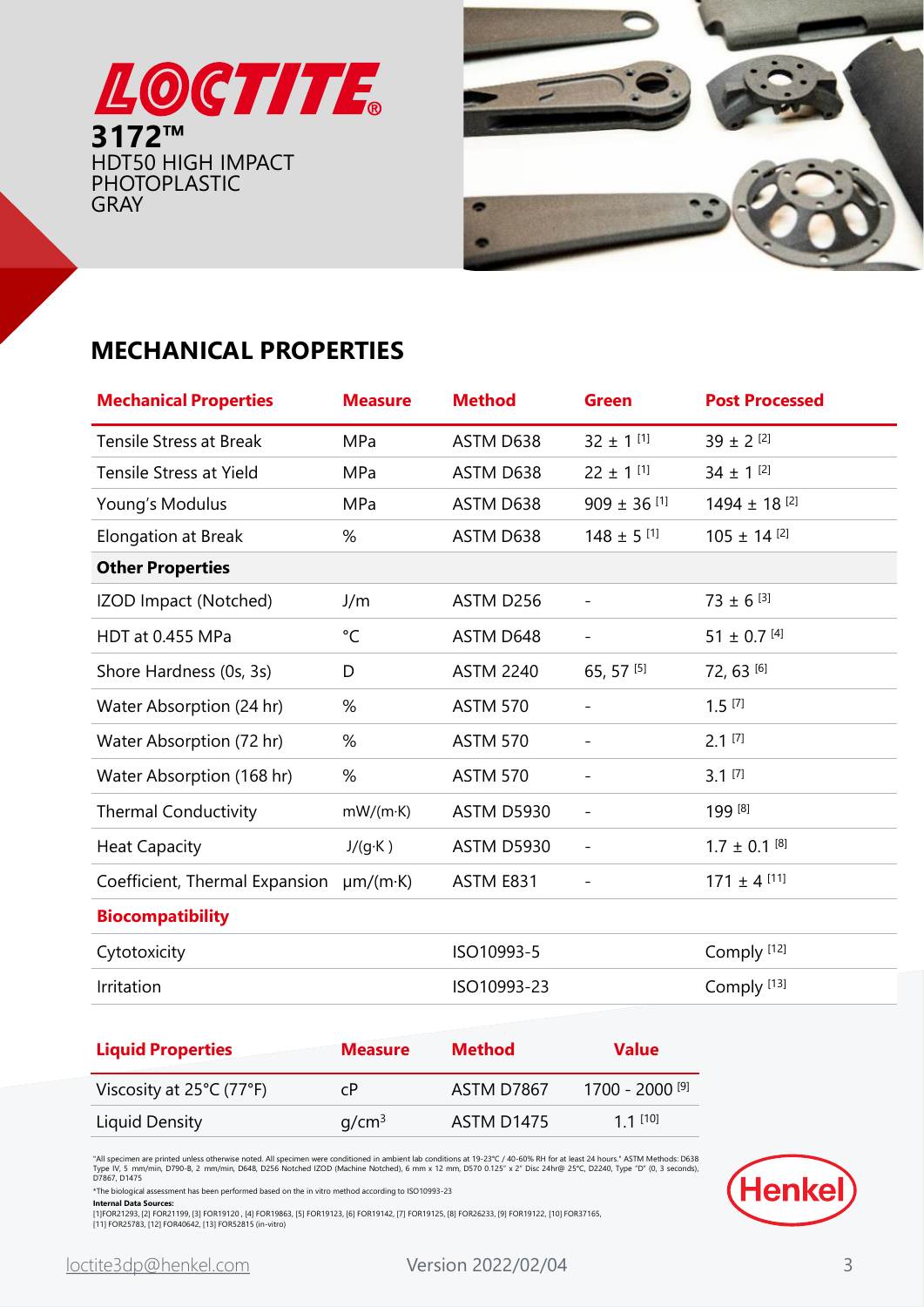**LOCTITE®**

**3172™**
HDT50 HIGH IMPACT PHOTOPLASTIC
GRAY

## MECHANICAL PROPERTIES

| Mechanical Properties | Measure | Method | Green | Post Processed |
|---|---|---|---|---|
| Tensile Stress at Break | MPa | ASTM D638 | 32 ± 1 [1] | 39 ± 2 [2] |
| Tensile Stress at Yield | MPa | ASTM D638 | 22 ± 1 [1] | 34 ± 1 [2] |
| Young's Modulus | MPa | ASTM D638 | 909 ± 36 [1] | 1494 ± 18 [2] |
| Elongation at Break | % | ASTM D638 | 148 ± 5 [1] | 105 ± 14 [2] |
| **Other Properties** | | | | |
| IZOD Impact (Notched) | J/m | ASTM D256 | - | 73 ± 6 [3] |
| HDT at 0.455 MPa | °C | ASTM D648 | - | 51 ± 0.7 [4] |
| Shore Hardness (0s, 3s) | D | ASTM 2240 | 65, 57 [5] | 72, 63 [6] |
| Water Absorption (24 hr) | % | ASTM 570 | - | 1.5 [7] |
| Water Absorption (72 hr) | % | ASTM 570 | - | 2.1 [7] |
| Water Absorption (168 hr) | % | ASTM 570 | - | 3.1 [7] |
| Thermal Conductivity | mW/(m·K) | ASTM D5930 | - | 199 [8] |
| Heat Capacity | J/(g·K ) | ASTM D5930 | - | 1.7 ± 0.1 [8] |
| Coefficient, Thermal Expansion | μm/(m·K) | ASTM E831 | - | 171 ± 4 [11] |
| **Biocompatibility** | | | | |
| Cytotoxicity | | ISO10993-5 | | Comply [12] |
| Irritation | | ISO10993-23 | | Comply [13] |

| Liquid Properties | Measure | Method | Value |
|---|---|---|---|
| Viscosity at 25°C (77°F) | cP | ASTM D7867 | 1700 - 2000 [9] |
| Liquid Density | $g/cm^3$ | ASTM D1475 | 1.1 [10] |

"All specimen are printed unless otherwise noted. All specimen were conditioned in ambient lab conditions at 19-23°C / 40-60% RH for at least 24 hours." ASTM Methods: D638 Type IV, 5 mm/min, D790-B, 2 mm/min, D648, D256 Notched IZOD (Machine Notched), 6 mm x 12 mm, D570 0.125" x 2" Disc 24hr@ 25°C, D2240, Type "D" (0, 3 seconds), D7867, D1475

*The biological assessment has been performed based on the in vitro method according to ISO10993-23

**Internal Data Sources:**
[1]FOR21293, [2] FOR21199, [3] FOR19120 , [4] FOR19863, [5] FOR19123, [6] FOR19142, [7] FOR19125, [8] FOR26233, [9] FOR19122, [10] FOR37165, [11] FOR25783, [12] FOR40642, [13] FOR52815 (in-vitro)

Henkel

loctite3dp@henkel.com

Version 2022/02/04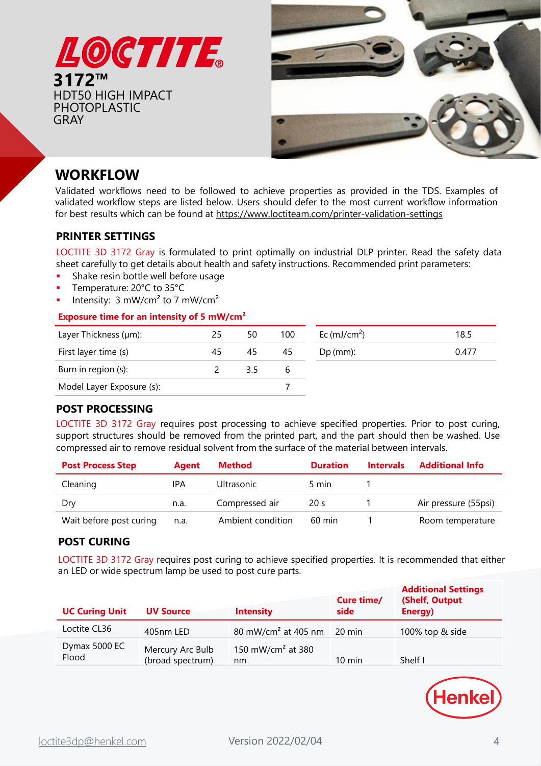# LOCTITE

**3172™**
HDT50 HIGH IMPACT PHOTOPLASTIC GRAY

## WORKFLOW

Validated workflows need to be followed to achieve properties as provided in the TDS. Examples of validated workflow steps are listed below. Users should defer to the most current workflow information for best results which can be found at https://www.loctiteam.com/printer-validation-settings

### PRINTER SETTINGS

LOCTITE 3D 3172 Gray is formulated to print optimally on industrial DLP printer. Read the safety data sheet carefully to get details about health and safety instructions. Recommended print parameters:

- Shake resin bottle well before usage
- Temperature: 20°C to 35°C
- Intensity: 3 mW/cm² to 7 mW/cm²

**Exposure time for an intensity of 5 mW/cm²**

| Layer Thickness (µm): | 25 | 50 | 100 |
|---|---|---|---|
| First layer time (s) | 45 | 45 | 45 |
| Burn in region (s): | 2 | 3.5 | 6 |
| Model Layer Exposure (s): | | | 7 |

| Ec (mJ/cm²) | 18.5 |
|---|---|
| Dp (mm): | 0.477 |

### POST PROCESSING

LOCTITE 3D 3172 Gray requires post processing to achieve specified properties. Prior to post curing, support structures should be removed from the printed part, and the part should then be washed. Use compressed air to remove residual solvent from the surface of the material between intervals.

| Post Process Step | Agent | Method | Duration | Intervals | Additional Info |
|---|---|---|---|---|---|
| Cleaning | IPA | Ultrasonic | 5 min | 1 | |
| Dry | n.a. | Compressed air | 20 s | 1 | Air pressure (55psi) |
| Wait before post curing | n.a. | Ambient condition | 60 min | 1 | Room temperature |

### POST CURING

LOCTITE 3D 3172 Gray requires post curing to achieve specified properties. It is recommended that either an LED or wide spectrum lamp be used to post cure parts.

| UC Curing Unit | UV Source | Intensity | Cure time/ side | Additional Settings (Shelf, Output Energy) |
|---|---|---|---|---|
| Loctite CL36 | 405nm LED | 80 mW/cm² at 405 nm | 20 min | 100% top & side |
| Dymax 5000 EC Flood | Mercury Arc Bulb (broad spectrum) | 150 mW/cm² at 380 nm | 10 min | Shelf I |

Henkel

loctite3dp@henkel.com Version 2022/02/04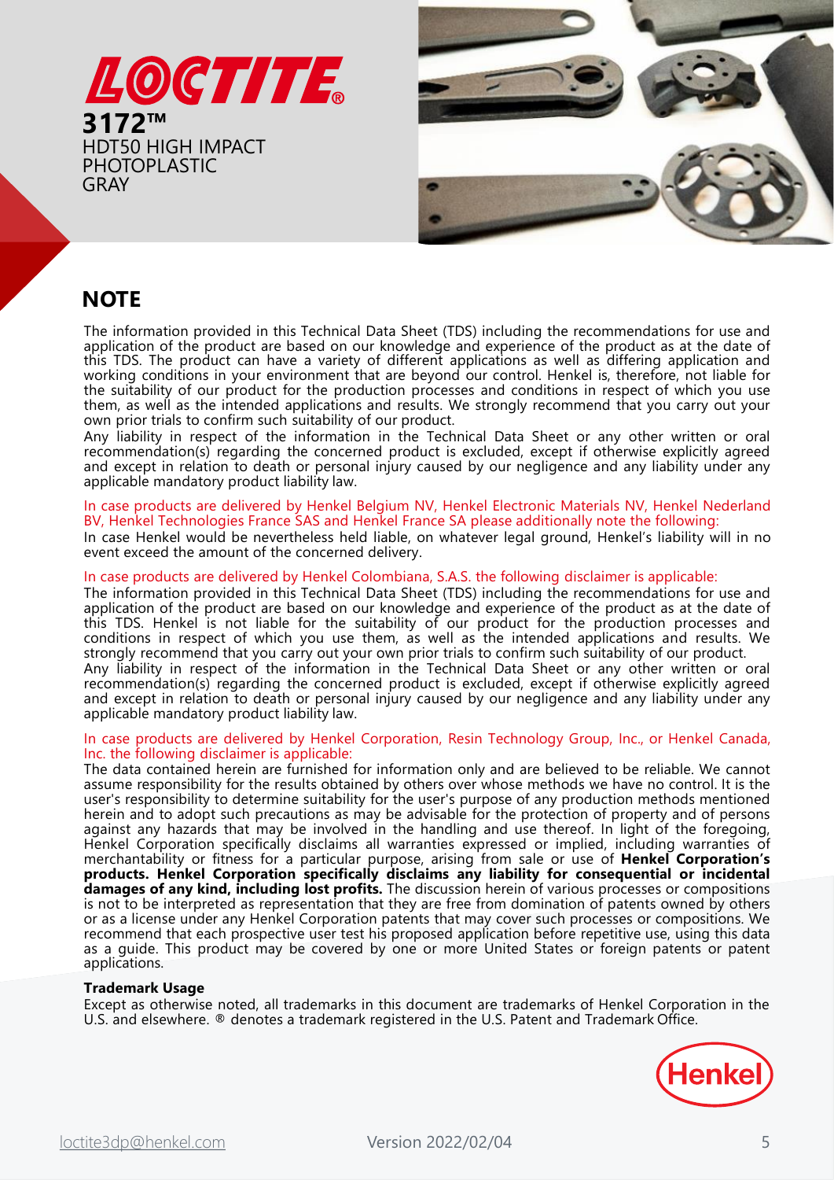LOCTITE®

**3172™**

HDT50 HIGH IMPACT PHOTOPLASTIC GRAY

## NOTE

The information provided in this Technical Data Sheet (TDS) including the recommendations for use and application of the product are based on our knowledge and experience of the product as at the date of this TDS. The product can have a variety of different applications as well as differing application and working conditions in your environment that are beyond our control. Henkel is, therefore, not liable for the suitability of our product for the production processes and conditions in respect of which you use them, as well as the intended applications and results. We strongly recommend that you carry out your own prior trials to confirm such suitability of our product.

Any liability in respect of the information in the Technical Data Sheet or any other written or oral recommendation(s) regarding the concerned product is excluded, except if otherwise explicitly agreed and except in relation to death or personal injury caused by our negligence and any liability under any applicable mandatory product liability law.

In case products are delivered by Henkel Belgium NV, Henkel Electronic Materials NV, Henkel Nederland BV, Henkel Technologies France SAS and Henkel France SA please additionally note the following:

In case Henkel would be nevertheless held liable, on whatever legal ground, Henkel's liability will in no event exceed the amount of the concerned delivery.

In case products are delivered by Henkel Colombiana, S.A.S. the following disclaimer is applicable:

The information provided in this Technical Data Sheet (TDS) including the recommendations for use and application of the product are based on our knowledge and experience of the product as at the date of this TDS. Henkel is not liable for the suitability of our product for the production processes and conditions in respect of which you use them, as well as the intended applications and results. We strongly recommend that you carry out your own prior trials to confirm such suitability of our product.

Any liability in respect of the information in the Technical Data Sheet or any other written or oral recommendation(s) regarding the concerned product is excluded, except if otherwise explicitly agreed and except in relation to death or personal injury caused by our negligence and any liability under any applicable mandatory product liability law.

In case products are delivered by Henkel Corporation, Resin Technology Group, Inc., or Henkel Canada, Inc. the following disclaimer is applicable:

The data contained herein are furnished for information only and are believed to be reliable. We cannot assume responsibility for the results obtained by others over whose methods we have no control. It is the user's responsibility to determine suitability for the user's purpose of any production methods mentioned herein and to adopt such precautions as may be advisable for the protection of property and of persons against any hazards that may be involved in the handling and use thereof. In light of the foregoing, Henkel Corporation specifically disclaims all warranties expressed or implied, including warranties of merchantability or fitness for a particular purpose, arising from sale or use of **Henkel Corporation's products. Henkel Corporation specifically disclaims any liability for consequential or incidental damages of any kind, including lost profits.** The discussion herein of various processes or compositions is not to be interpreted as representation that they are free from domination of patents owned by others or as a license under any Henkel Corporation patents that may cover such processes or compositions. We recommend that each prospective user test his proposed application before repetitive use, using this data as a guide. This product may be covered by one or more United States or foreign patents or patent applications.

**Trademark Usage**

Except as otherwise noted, all trademarks in this document are trademarks of Henkel Corporation in the U.S. and elsewhere. ® denotes a trademark registered in the U.S. Patent and Trademark Office.

loctite3dp@henkel.com

Version 2022/02/04